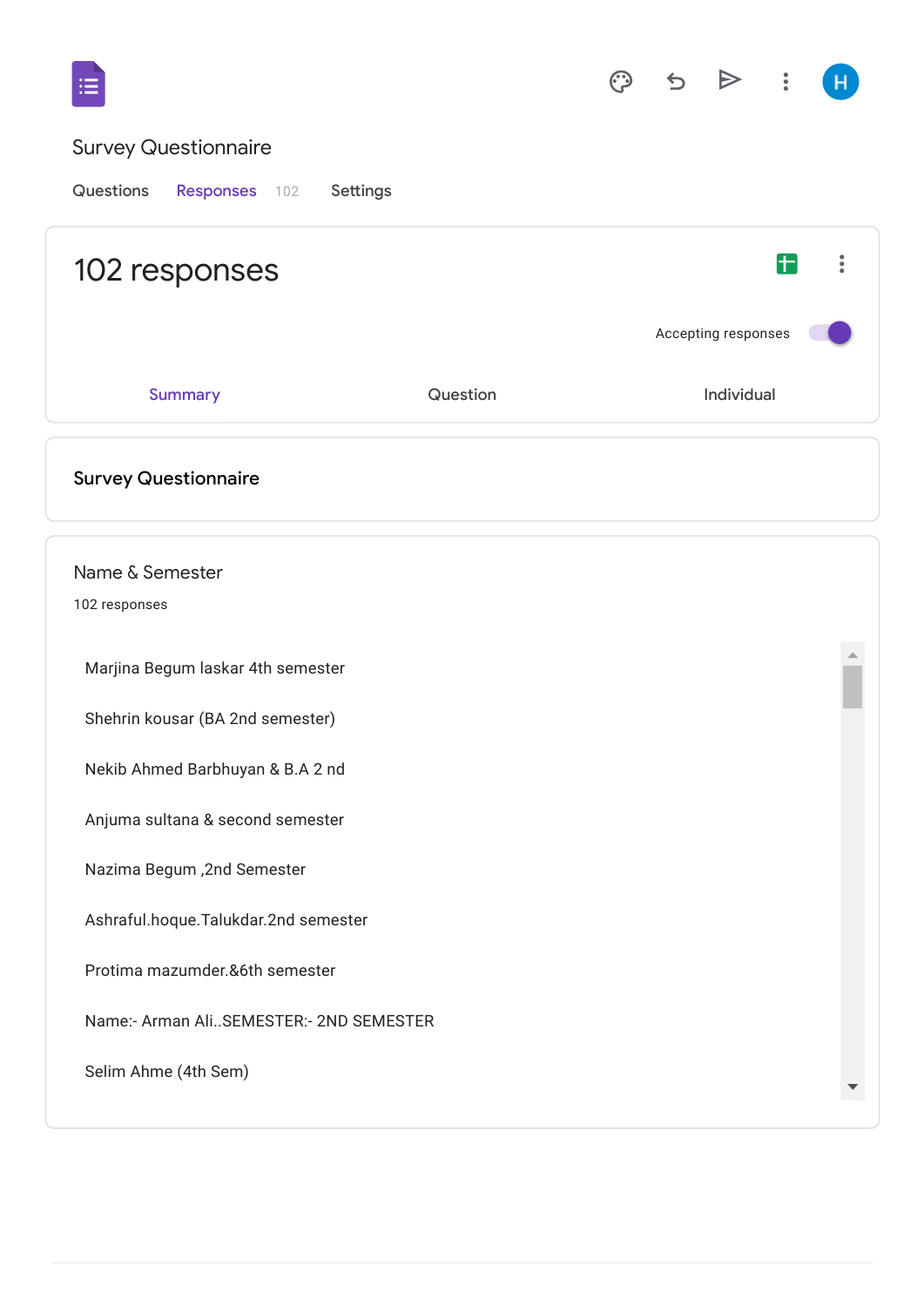Survey Questionnaire

Questions Responses 102 Settings

# 102 responses

Accepting responses

Summary Question Individual

## Survey Questionnaire

### Name & Semester

102 responses

Marjina Begum laskar 4th semester

Shehrin kousar (BA 2nd semester)

Nekib Ahmed Barbhuyan & B.A 2 nd

Anjuma sultana & second semester

Nazima Begum ,2nd Semester

Ashraful.hoque.Talukdar.2nd semester

Protima mazumder.&6th semester

Name:- Arman Ali..SEMESTER:- 2ND SEMESTER

Selim Ahme (4th Sem)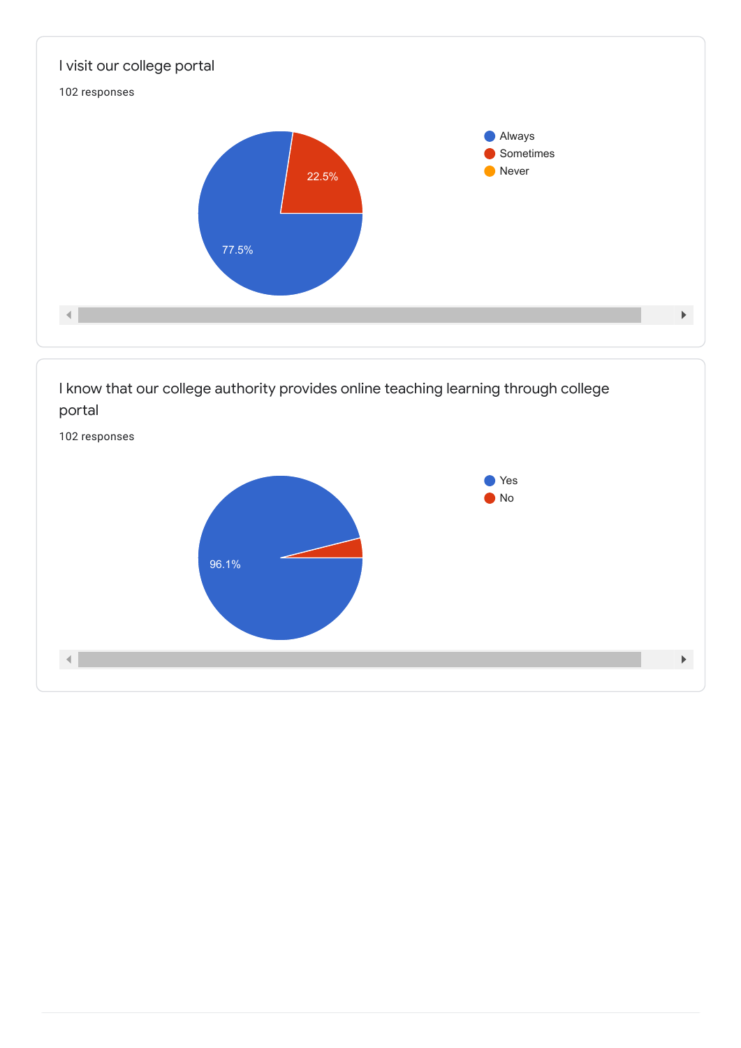I visit our college portal

102 responses

- Always
- Sometimes
- Never

22.5%

77.5%

I know that our college authority provides online teaching learning through college portal

102 responses

- Yes
- No

96.1%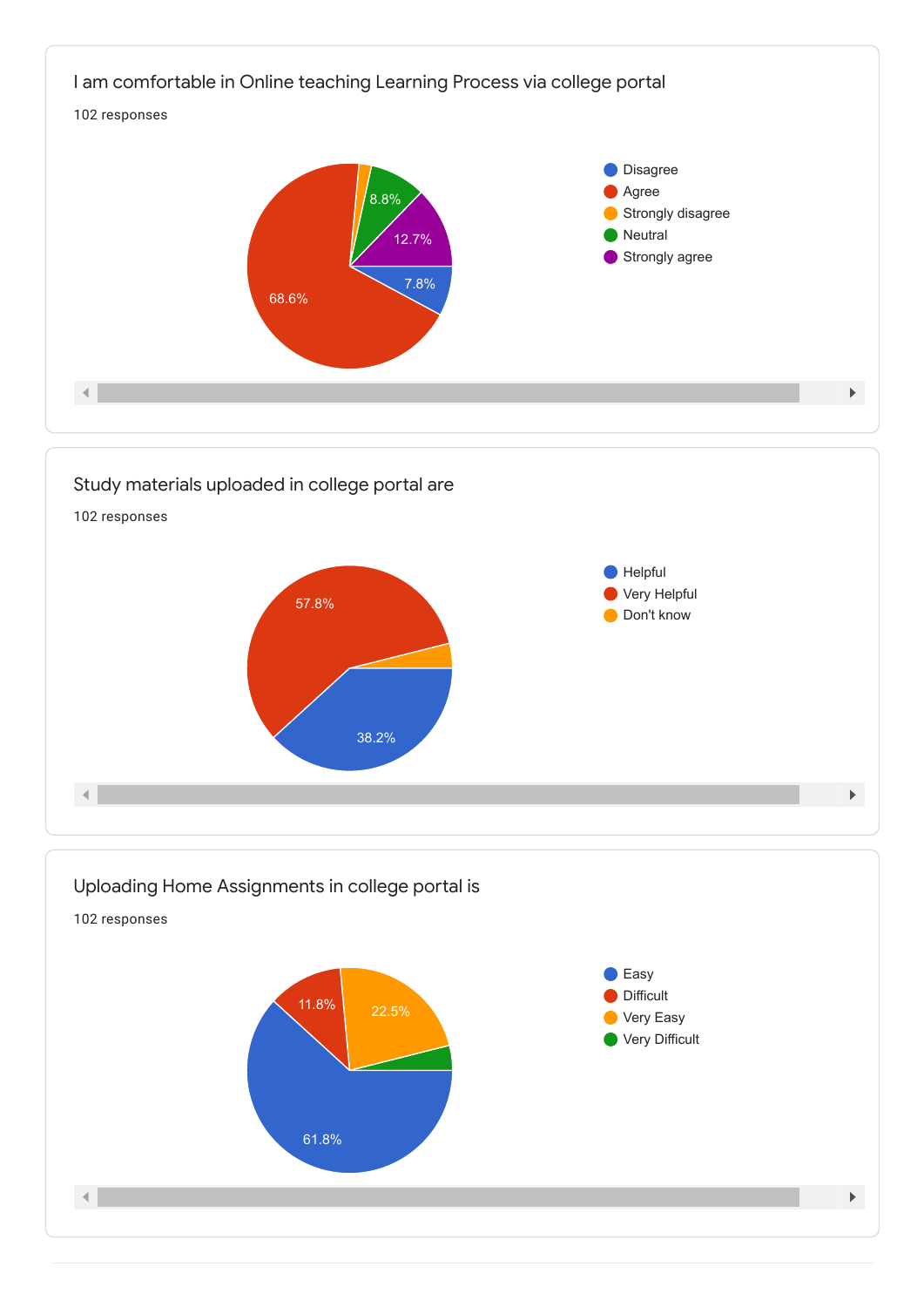### I am comfortable in Online teaching Learning Process via college portal

102 responses

- Disagree: 7.8%
- Agree: 68.6%
- Strongly disagree
- Neutral: 8.8%
- Strongly agree: 12.7%

### Study materials uploaded in college portal are

102 responses

- Helpful: 38.2%
- Very Helpful: 57.8%
- Don't know

### Uploading Home Assignments in college portal is

102 responses

- Easy: 61.8%
- Difficult: 11.8%
- Very Easy: 22.5%
- Very Difficult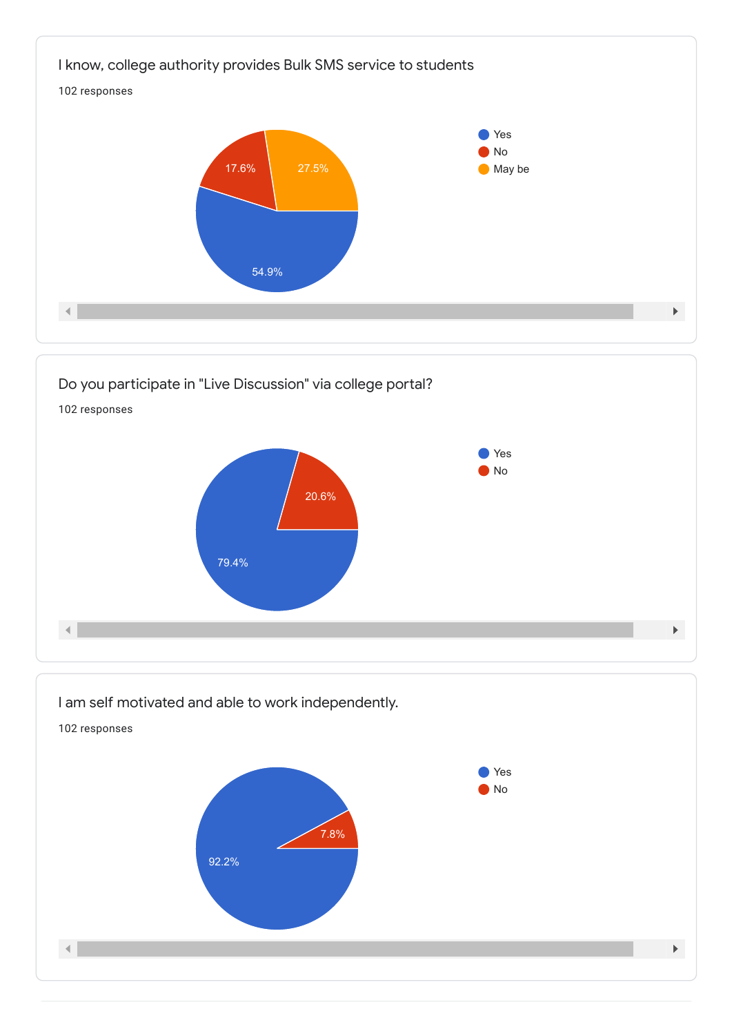I know, college authority provides Bulk SMS service to students

102 responses

| Response | Percentage |
| --- | --- |
| Yes | 54.9% |
| No | 17.6% |
| May be | 27.5% |

Do you participate in "Live Discussion" via college portal?

102 responses

| Response | Percentage |
| --- | --- |
| Yes | 79.4% |
| No | 20.6% |

I am self motivated and able to work independently.

102 responses

| Response | Percentage |
| --- | --- |
| Yes | 92.2% |
| No | 7.8% |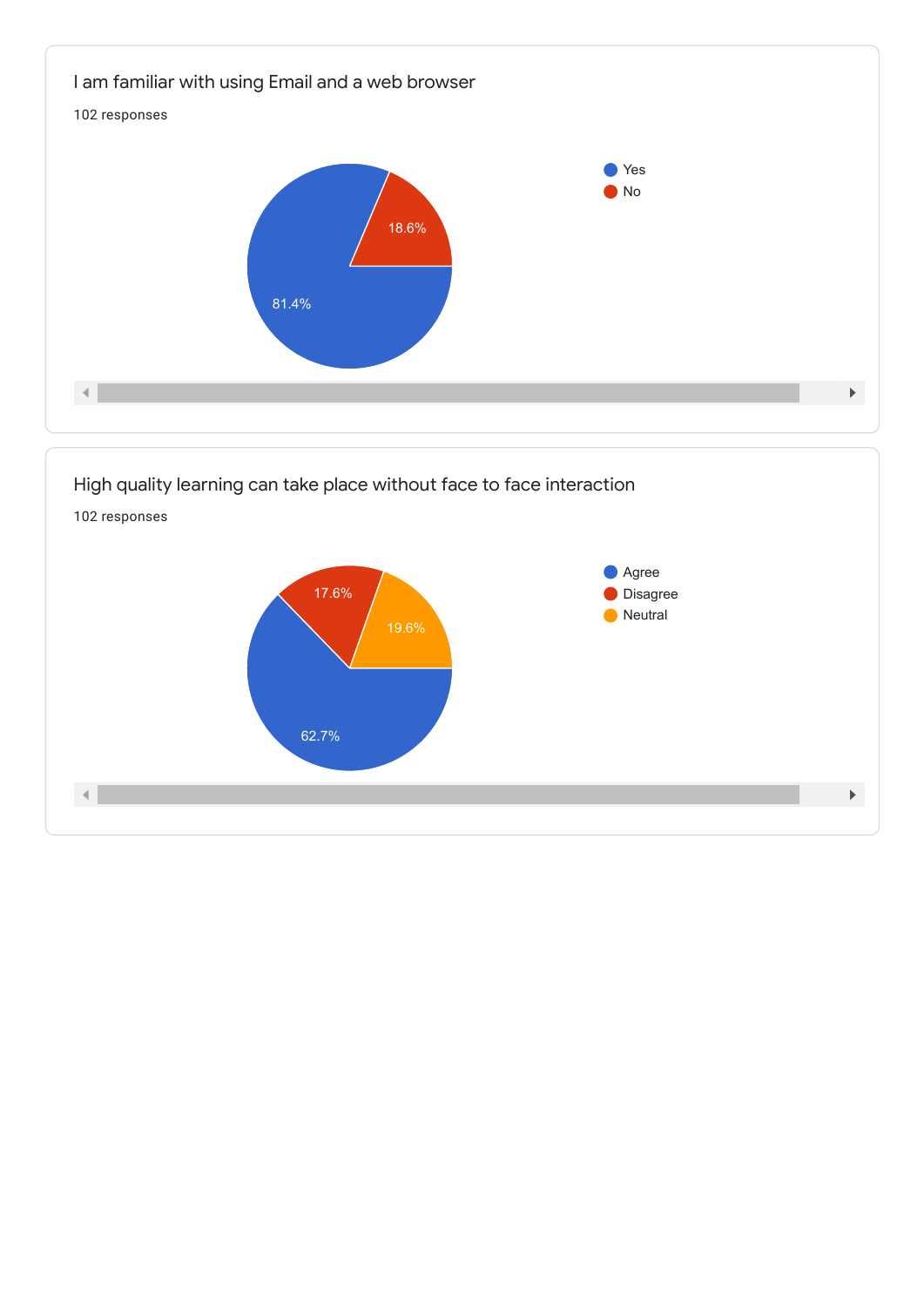I am familiar with using Email and a web browser

102 responses

18.6%

81.4%

Yes

No

High quality learning can take place without face to face interaction

102 responses

17.6%

19.6%

62.7%

Agree

Disagree

Neutral